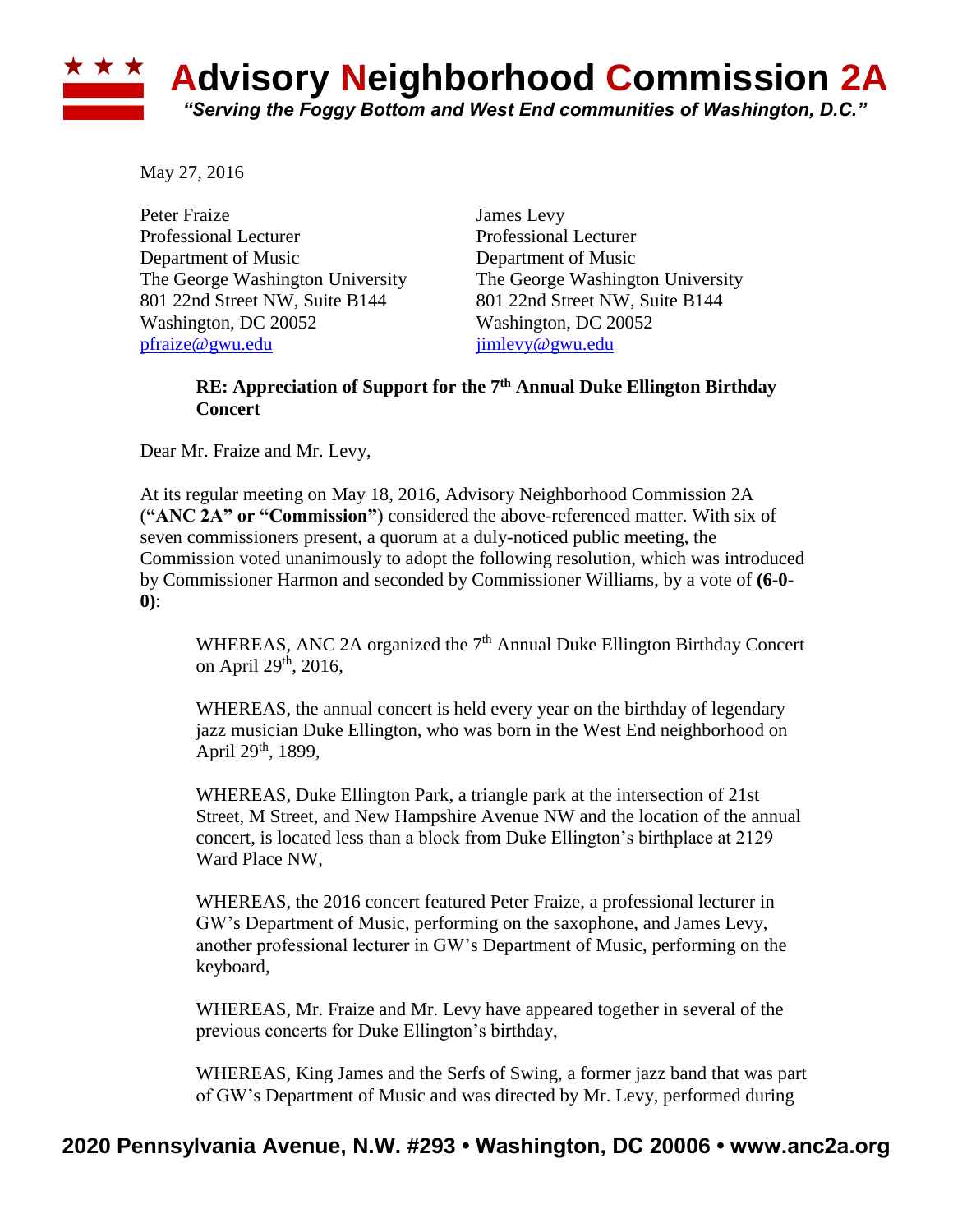# Advisory Neighborhood Commission 2A

*"Serving the Foggy Bottom and West End communities of Washington, D.C."*

May 27, 2016

Peter Fraize
Professional Lecturer
Department of Music
The George Washington University
801 22nd Street NW, Suite B144
Washington, DC 20052
pfraize@gwu.edu

James Levy
Professional Lecturer
Department of Music
The George Washington University
801 22nd Street NW, Suite B144
Washington, DC 20052
jimlevy@gwu.edu

**RE: Appreciation of Support for the 7th Annual Duke Ellington Birthday Concert**

Dear Mr. Fraize and Mr. Levy,

At its regular meeting on May 18, 2016, Advisory Neighborhood Commission 2A (**"ANC 2A" or "Commission"**) considered the above-referenced matter. With six of seven commissioners present, a quorum at a duly-noticed public meeting, the Commission voted unanimously to adopt the following resolution, which was introduced by Commissioner Harmon and seconded by Commissioner Williams, by a vote of **(6-0-0)**:

> WHEREAS, ANC 2A organized the 7th Annual Duke Ellington Birthday Concert on April 29th, 2016,
>
> WHEREAS, the annual concert is held every year on the birthday of legendary jazz musician Duke Ellington, who was born in the West End neighborhood on April 29th, 1899,
>
> WHEREAS, Duke Ellington Park, a triangle park at the intersection of 21st Street, M Street, and New Hampshire Avenue NW and the location of the annual concert, is located less than a block from Duke Ellington's birthplace at 2129 Ward Place NW,
>
> WHEREAS, the 2016 concert featured Peter Fraize, a professional lecturer in GW's Department of Music, performing on the saxophone, and James Levy, another professional lecturer in GW's Department of Music, performing on the keyboard,
>
> WHEREAS, Mr. Fraize and Mr. Levy have appeared together in several of the previous concerts for Duke Ellington's birthday,
>
> WHEREAS, King James and the Serfs of Swing, a former jazz band that was part of GW's Department of Music and was directed by Mr. Levy, performed during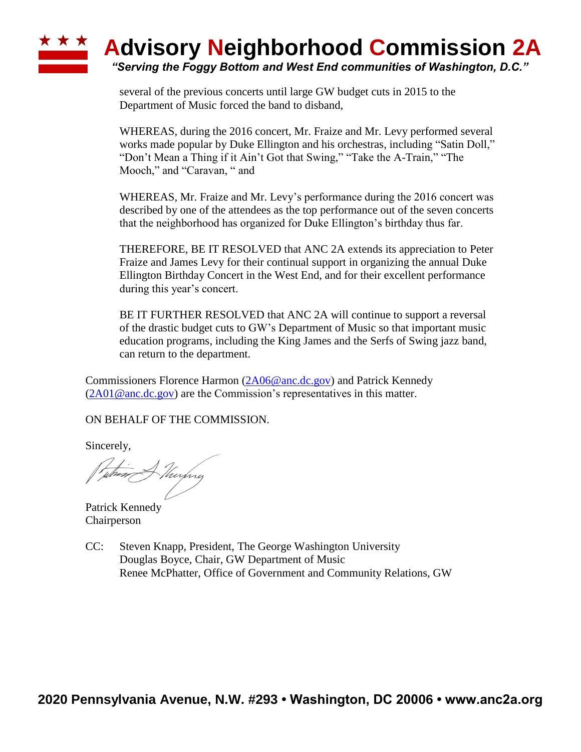several of the previous concerts until large GW budget cuts in 2015 to the Department of Music forced the band to disband,

WHEREAS, during the 2016 concert, Mr. Fraize and Mr. Levy performed several works made popular by Duke Ellington and his orchestras, including "Satin Doll," "Don't Mean a Thing if it Ain't Got that Swing," "Take the A-Train," "The Mooch," and "Caravan, " and

WHEREAS, Mr. Fraize and Mr. Levy's performance during the 2016 concert was described by one of the attendees as the top performance out of the seven concerts that the neighborhood has organized for Duke Ellington's birthday thus far.

THEREFORE, BE IT RESOLVED that ANC 2A extends its appreciation to Peter Fraize and James Levy for their continual support in organizing the annual Duke Ellington Birthday Concert in the West End, and for their excellent performance during this year's concert.

BE IT FURTHER RESOLVED that ANC 2A will continue to support a reversal of the drastic budget cuts to GW's Department of Music so that important music education programs, including the King James and the Serfs of Swing jazz band, can return to the department.

Commissioners Florence Harmon (2A06@anc.dc.gov) and Patrick Kennedy (2A01@anc.dc.gov) are the Commission's representatives in this matter.

ON BEHALF OF THE COMMISSION.

Sincerely,

Patrick Kennedy
Chairperson

CC: Steven Knapp, President, The George Washington University
Douglas Boyce, Chair, GW Department of Music
Renee McPhatter, Office of Government and Community Relations, GW